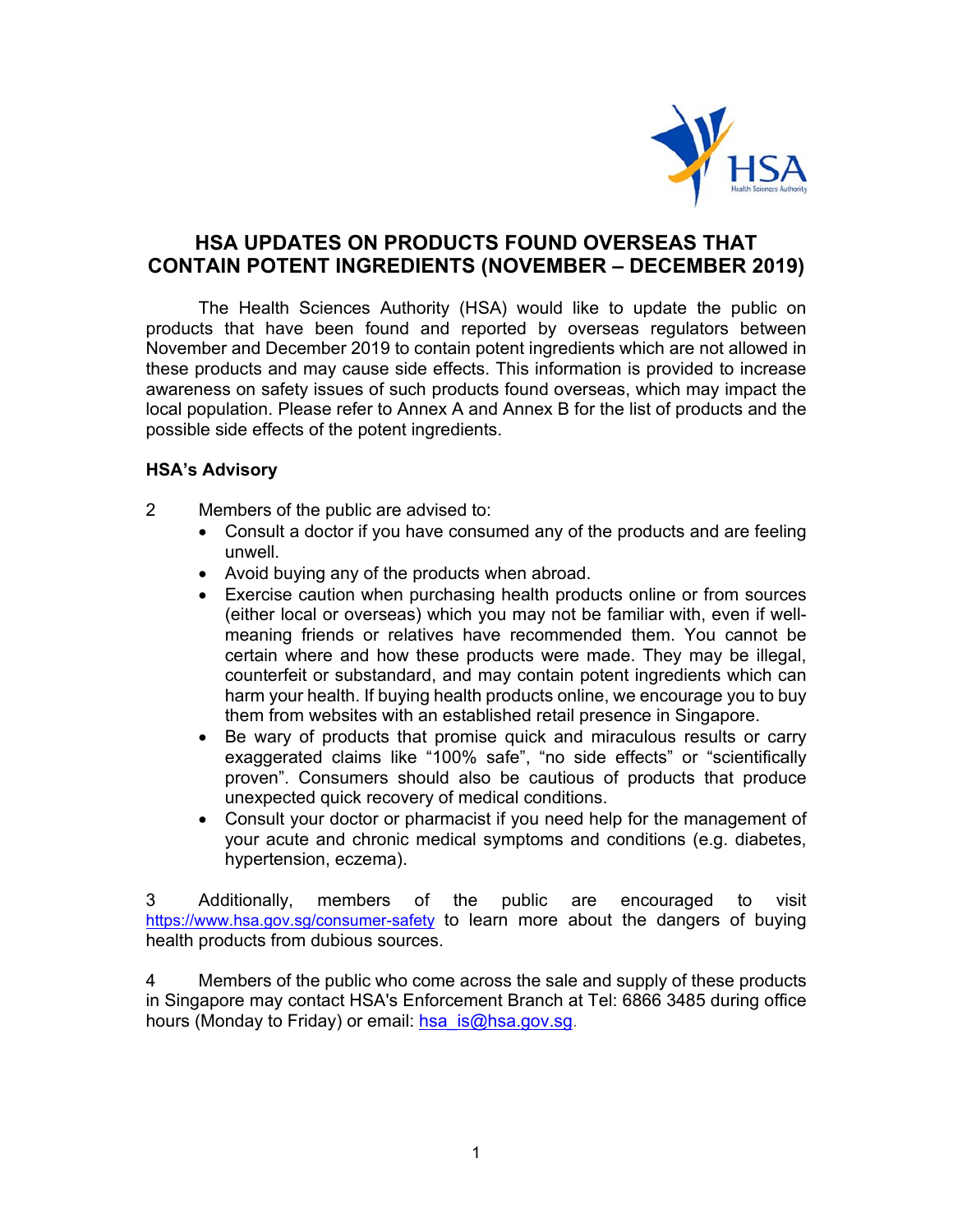# HSA UPDATES ON PRODUCTS FOUND OVERSEAS THAT CONTAIN POTENT INGREDIENTS (NOVEMBER – DECEMBER 2019)

The Health Sciences Authority (HSA) would like to update the public on products that have been found and reported by overseas regulators between November and December 2019 to contain potent ingredients which are not allowed in these products and may cause side effects. This information is provided to increase awareness on safety issues of such products found overseas, which may impact the local population. Please refer to Annex A and Annex B for the list of products and the possible side effects of the potent ingredients.

## HSA's Advisory

2 Members of the public are advised to:

- Consult a doctor if you have consumed any of the products and are feeling unwell.
- Avoid buying any of the products when abroad.
- Exercise caution when purchasing health products online or from sources (either local or overseas) which you may not be familiar with, even if well-meaning friends or relatives have recommended them. You cannot be certain where and how these products were made. They may be illegal, counterfeit or substandard, and may contain potent ingredients which can harm your health. If buying health products online, we encourage you to buy them from websites with an established retail presence in Singapore.
- Be wary of products that promise quick and miraculous results or carry exaggerated claims like "100% safe", "no side effects" or "scientifically proven". Consumers should also be cautious of products that produce unexpected quick recovery of medical conditions.
- Consult your doctor or pharmacist if you need help for the management of your acute and chronic medical symptoms and conditions (e.g. diabetes, hypertension, eczema).

3 Additionally, members of the public are encouraged to visit https://www.hsa.gov.sg/consumer-safety to learn more about the dangers of buying health products from dubious sources.

4 Members of the public who come across the sale and supply of these products in Singapore may contact HSA's Enforcement Branch at Tel: 6866 3485 during office hours (Monday to Friday) or email: hsa_is@hsa.gov.sg.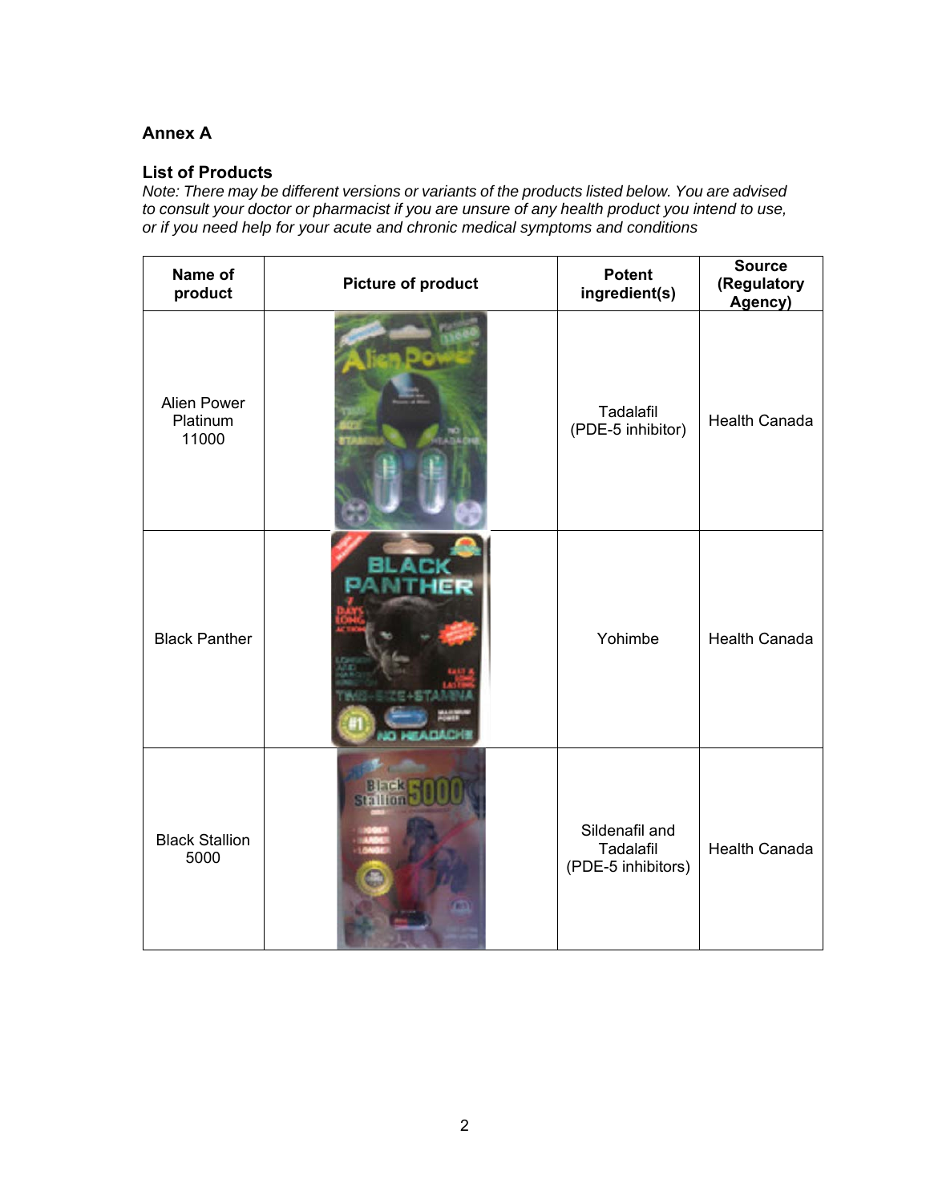## Annex A

### List of Products

*Note: There may be different versions or variants of the products listed below. You are advised to consult your doctor or pharmacist if you are unsure of any health product you intend to use, or if you need help for your acute and chronic medical symptoms and conditions*

| Name of product | Picture of product | Potent ingredient(s) | Source (Regulatory Agency) |
|---|---|---|---|
| Alien Power Platinum 11000 | | Tadalafil (PDE-5 inhibitor) | Health Canada |
| Black Panther | | Yohimbe | Health Canada |
| Black Stallion 5000 | | Sildenafil and Tadalafil (PDE-5 inhibitors) | Health Canada |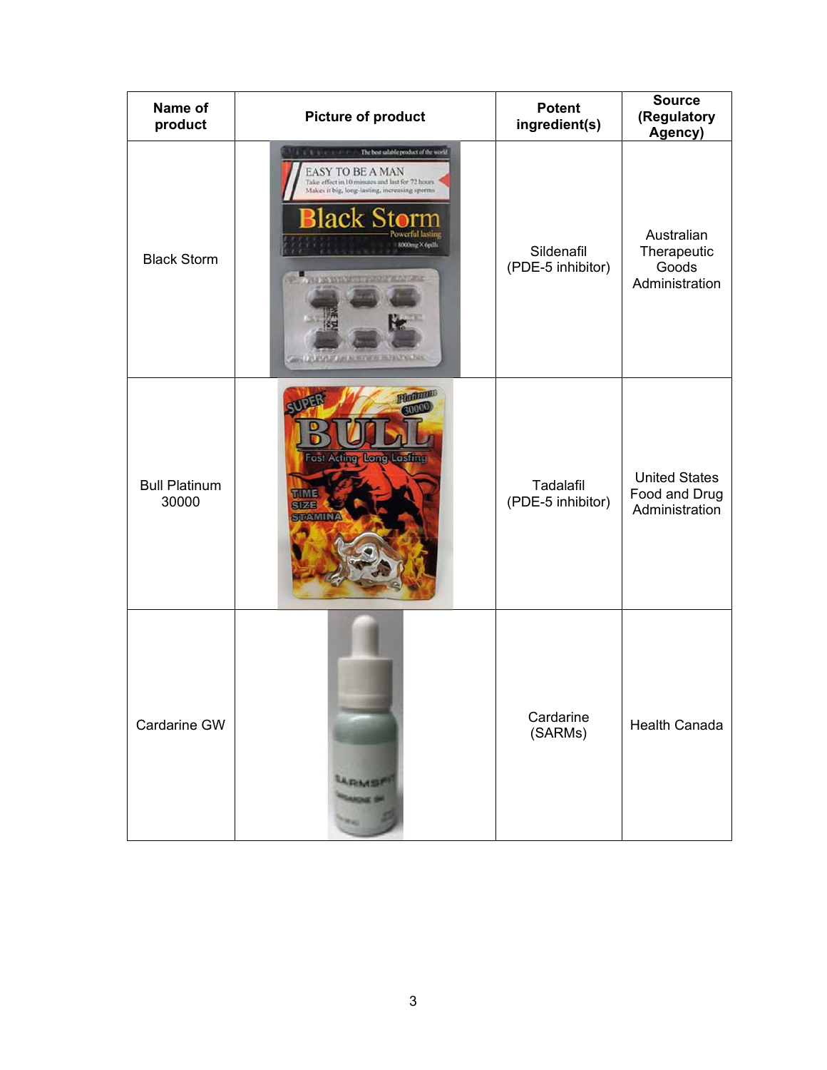| Name of product | Picture of product | Potent ingredient(s) | Source (Regulatory Agency) |
| --- | --- | --- | --- |
| Black Storm | | Sildenafil (PDE-5 inhibitor) | Australian Therapeutic Goods Administration |
| Bull Platinum 30000 | | Tadalafil (PDE-5 inhibitor) | United States Food and Drug Administration |
| Cardarine GW | | Cardarine (SARMs) | Health Canada |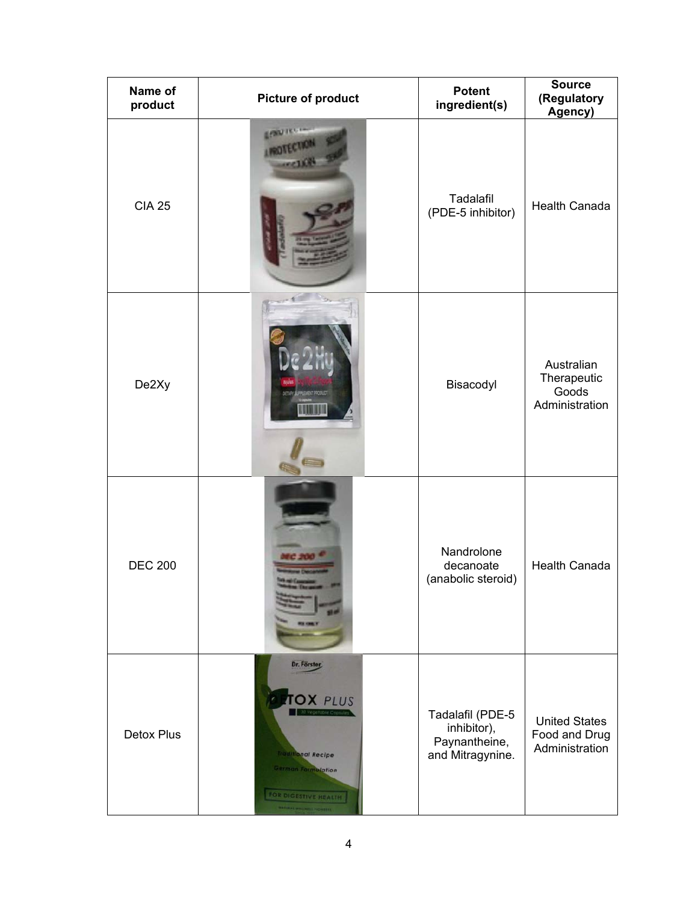| Name of product | Picture of product | Potent ingredient(s) | Source (Regulatory Agency) |
|---|---|---|---|
| CIA 25 | | Tadalafil (PDE-5 inhibitor) | Health Canada |
| De2Xy | | Bisacodyl | Australian Therapeutic Goods Administration |
| DEC 200 | | Nandrolone decanoate (anabolic steroid) | Health Canada |
| Detox Plus | | Tadalafil (PDE-5 inhibitor), Paynantheine, and Mitragynine. | United States Food and Drug Administration |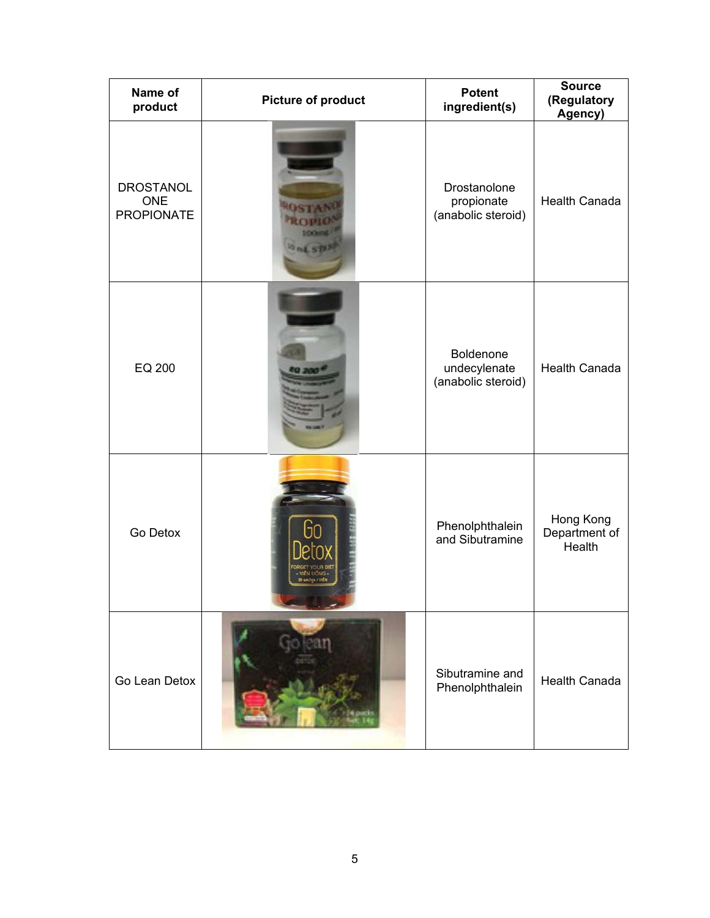| Name of product | Picture of product | Potent ingredient(s) | Source (Regulatory Agency) |
| --- | --- | --- | --- |
| DROSTANOL ONE PROPIONATE | | Drostanolone propionate (anabolic steroid) | Health Canada |
| EQ 200 | | Boldenone undecylenate (anabolic steroid) | Health Canada |
| Go Detox | | Phenolphthalein and Sibutramine | Hong Kong Department of Health |
| Go Lean Detox | | Sibutramine and Phenolphthalein | Health Canada |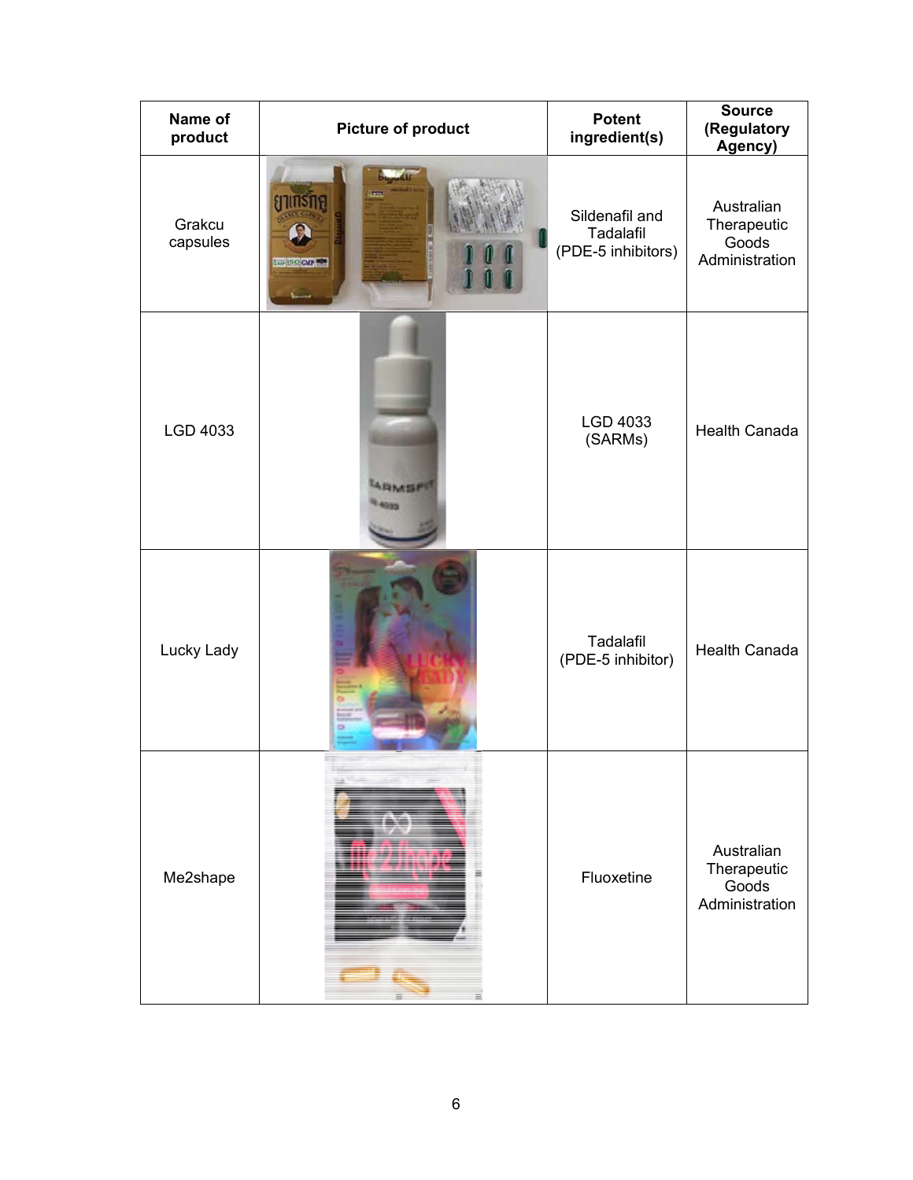| Name of product | Picture of product | Potent ingredient(s) | Source (Regulatory Agency) |
| --- | --- | --- | --- |
| Grakcu capsules | | Sildenafil and Tadalafil (PDE-5 inhibitors) | Australian Therapeutic Goods Administration |
| LGD 4033 | | LGD 4033 (SARMs) | Health Canada |
| Lucky Lady | | Tadalafil (PDE-5 inhibitor) | Health Canada |
| Me2shape | | Fluoxetine | Australian Therapeutic Goods Administration |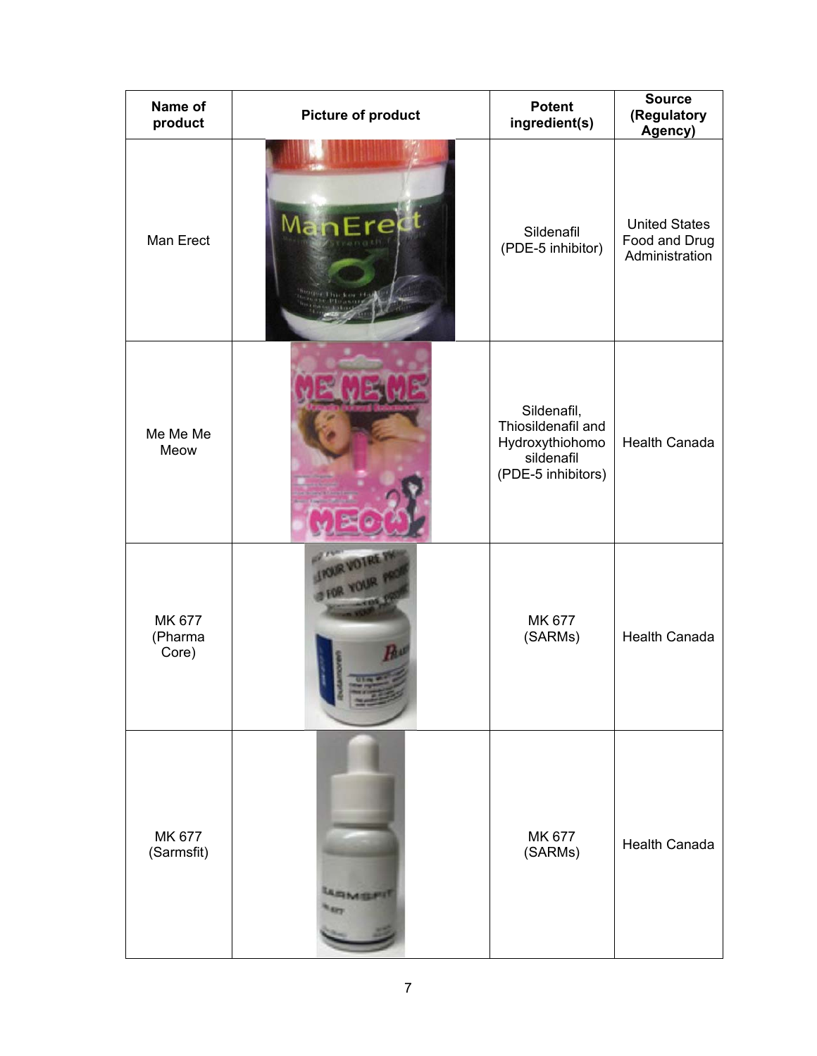| Name of product | Picture of product | Potent ingredient(s) | Source (Regulatory Agency) |
| --- | --- | --- | --- |
| Man Erect | | Sildenafil (PDE-5 inhibitor) | United States Food and Drug Administration |
| Me Me Me Meow | | Sildenafil, Thiosildenafil and Hydroxythiohomo sildenafil (PDE-5 inhibitors) | Health Canada |
| MK 677 (Pharma Core) | | MK 677 (SARMs) | Health Canada |
| MK 677 (Sarmsfit) | | MK 677 (SARMs) | Health Canada |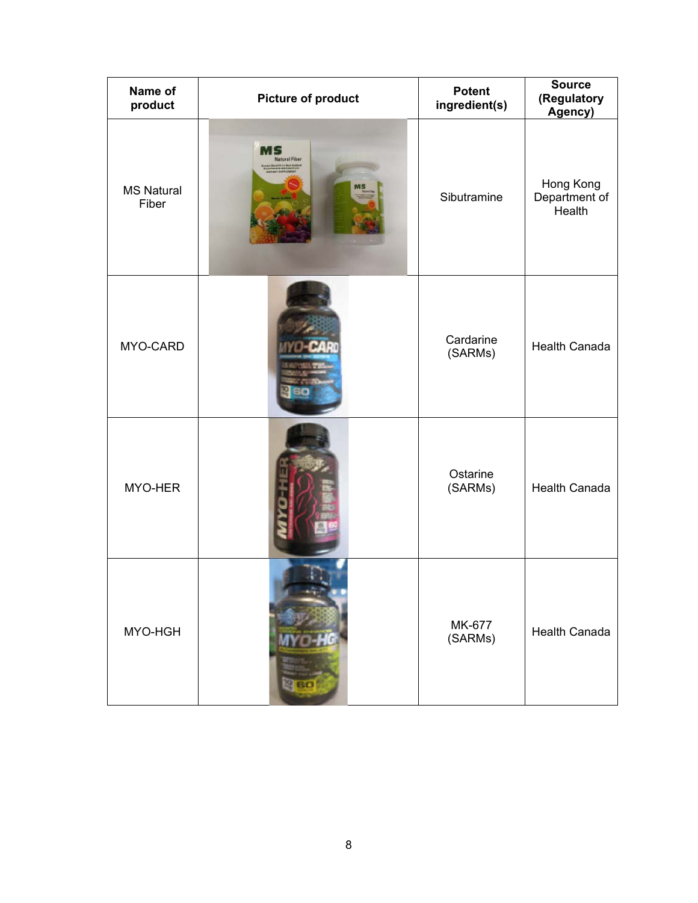| Name of product | Picture of product | Potent ingredient(s) | Source (Regulatory Agency) |
|---|---|---|---|
| MS Natural Fiber | | Sibutramine | Hong Kong Department of Health |
| MYO-CARD | | Cardarine (SARMs) | Health Canada |
| MYO-HER | | Ostarine (SARMs) | Health Canada |
| MYO-HGH | | MK-677 (SARMs) | Health Canada |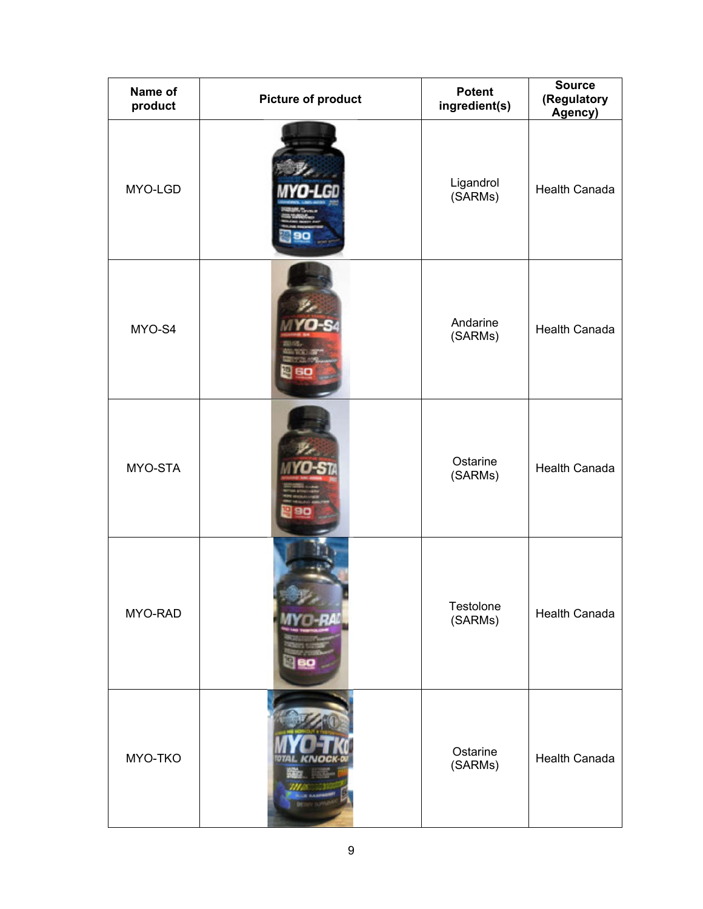| Name of product | Picture of product | Potent ingredient(s) | Source (Regulatory Agency) |
|---|---|---|---|
| MYO-LGD | | Ligandrol (SARMs) | Health Canada |
| MYO-S4 | | Andarine (SARMs) | Health Canada |
| MYO-STA | | Ostarine (SARMs) | Health Canada |
| MYO-RAD | | Testolone (SARMs) | Health Canada |
| MYO-TKO | | Ostarine (SARMs) | Health Canada |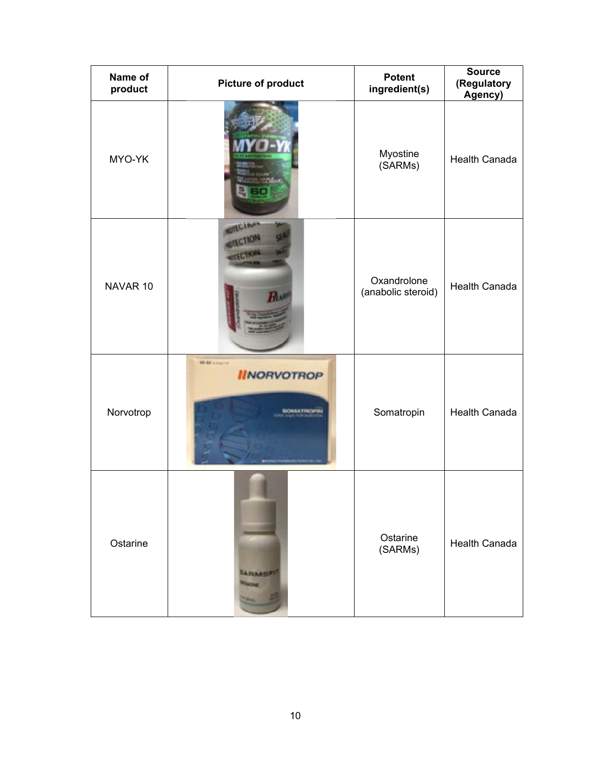| Name of product | Picture of product | Potent ingredient(s) | Source (Regulatory Agency) |
|---|---|---|---|
| MYO-YK | | Myostine (SARMs) | Health Canada |
| NAVAR 10 | | Oxandrolone (anabolic steroid) | Health Canada |
| Norvotrop | | Somatropin | Health Canada |
| Ostarine | | Ostarine (SARMs) | Health Canada |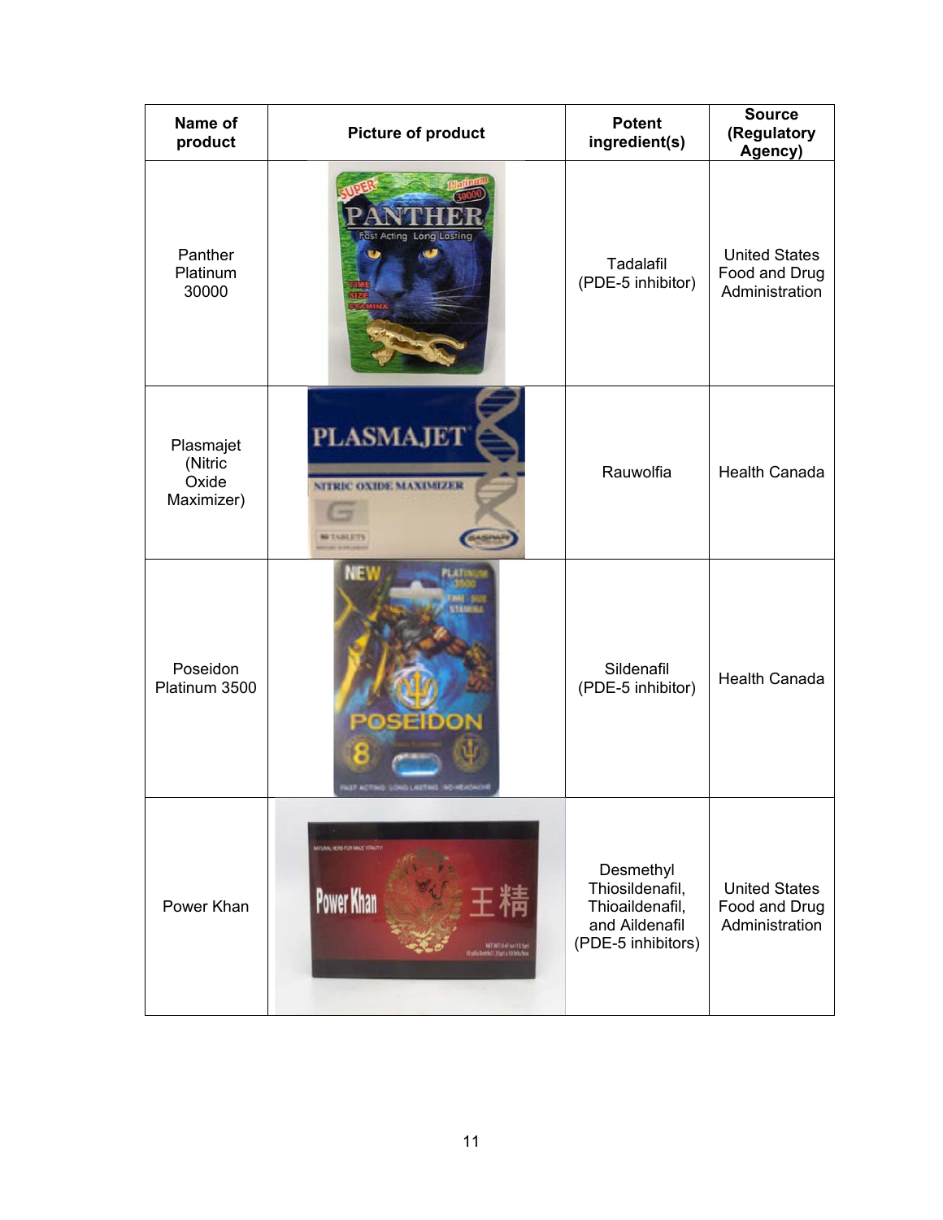| Name of product | Picture of product | Potent ingredient(s) | Source (Regulatory Agency) |
|---|---|---|---|
| Panther Platinum 30000 | | Tadalafil (PDE-5 inhibitor) | United States Food and Drug Administration |
| Plasmajet (Nitric Oxide Maximizer) | | Rauwolfia | Health Canada |
| Poseidon Platinum 3500 | | Sildenafil (PDE-5 inhibitor) | Health Canada |
| Power Khan | | Desmethyl Thiosildenafil, Thioaildenafil, and Aildenafil (PDE-5 inhibitors) | United States Food and Drug Administration |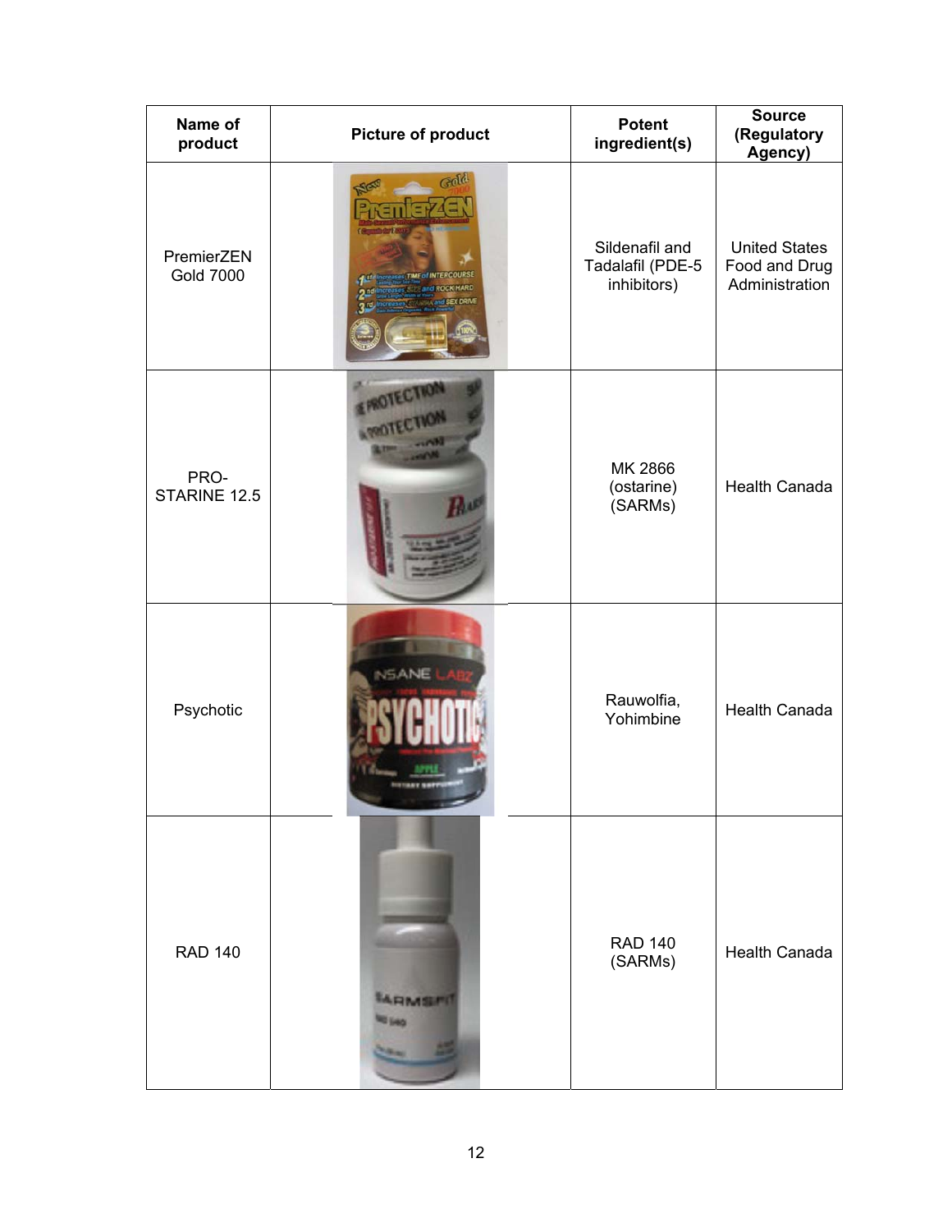| Name of product | Picture of product | Potent ingredient(s) | Source (Regulatory Agency) |
|---|---|---|---|
| PremierZEN Gold 7000 | | Sildenafil and Tadalafil (PDE-5 inhibitors) | United States Food and Drug Administration |
| PRO-STARINE 12.5 | | MK 2866 (ostarine) (SARMs) | Health Canada |
| Psychotic | | Rauwolfia, Yohimbine | Health Canada |
| RAD 140 | | RAD 140 (SARMs) | Health Canada |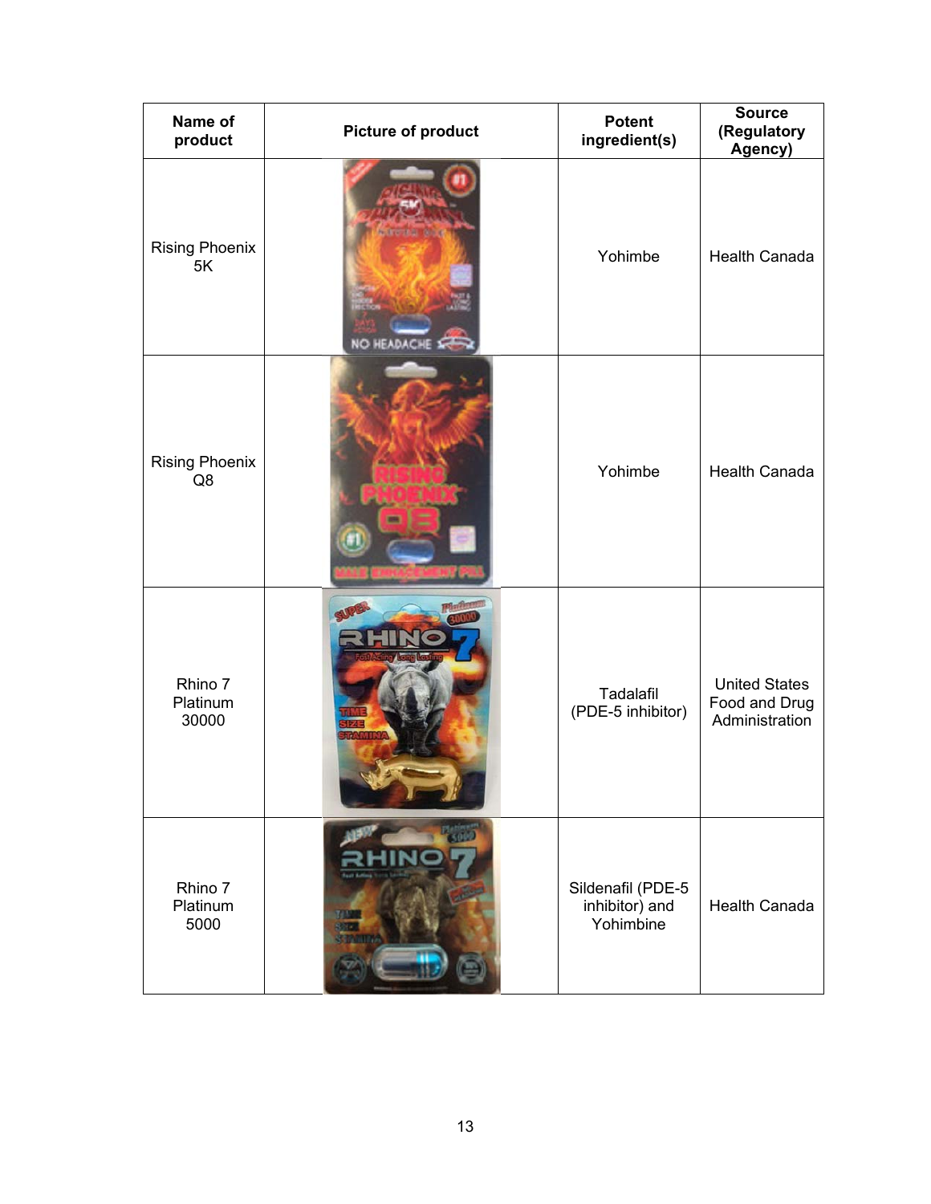| Name of product | Picture of product | Potent ingredient(s) | Source (Regulatory Agency) |
|---|---|---|---|
| Rising Phoenix 5K | | Yohimbe | Health Canada |
| Rising Phoenix Q8 | | Yohimbe | Health Canada |
| Rhino 7 Platinum 30000 | | Tadalafil (PDE-5 inhibitor) | United States Food and Drug Administration |
| Rhino 7 Platinum 5000 | | Sildenafil (PDE-5 inhibitor) and Yohimbine | Health Canada |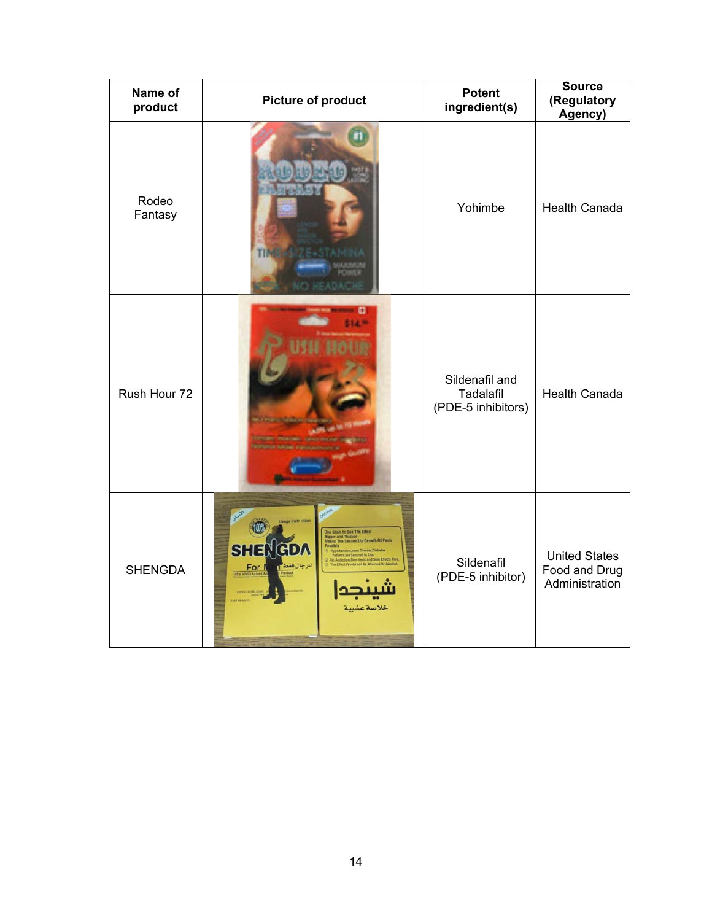| Name of product | Picture of product | Potent ingredient(s) | Source (Regulatory Agency) |
|---|---|---|---|
| Rodeo Fantasy | | Yohimbe | Health Canada |
| Rush Hour 72 | | Sildenafil and Tadalafil (PDE-5 inhibitors) | Health Canada |
| SHENGDA | | Sildenafil (PDE-5 inhibitor) | United States Food and Drug Administration |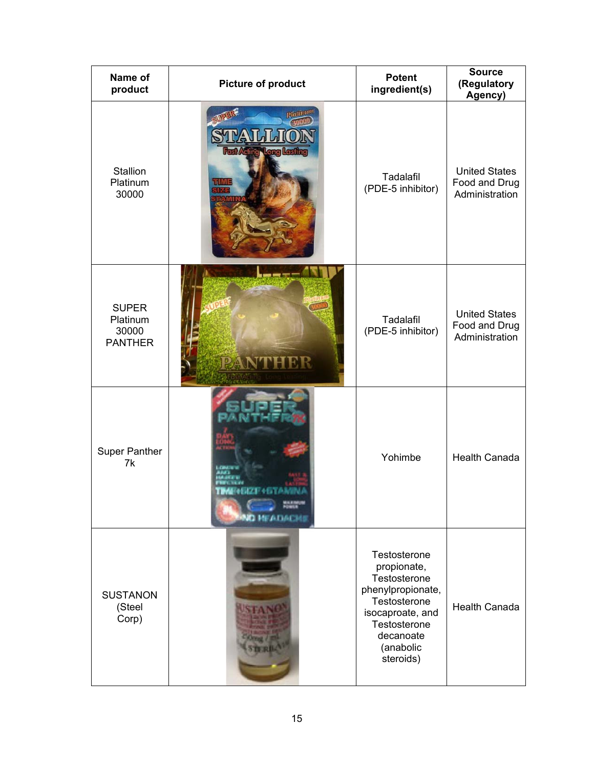| Name of product | Picture of product | Potent ingredient(s) | Source (Regulatory Agency) |
|---|---|---|---|
| Stallion Platinum 30000 | | Tadalafil (PDE-5 inhibitor) | United States Food and Drug Administration |
| SUPER Platinum 30000 PANTHER | | Tadalafil (PDE-5 inhibitor) | United States Food and Drug Administration |
| Super Panther 7k | | Yohimbe | Health Canada |
| SUSTANON (Steel Corp) | | Testosterone propionate, Testosterone phenylpropionate, Testosterone isocaproate, and Testosterone decanoate (anabolic steroids) | Health Canada |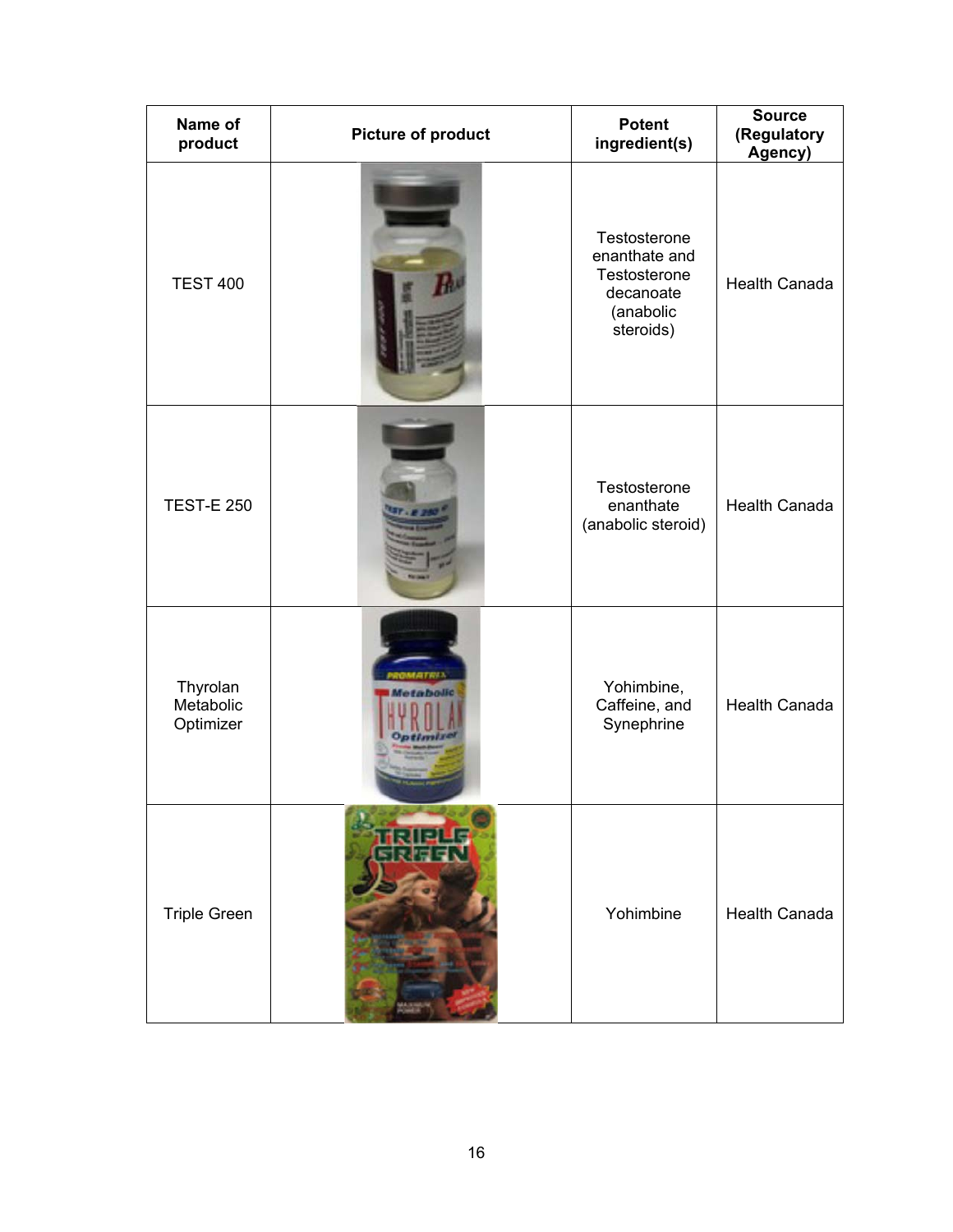| Name of product | Picture of product | Potent ingredient(s) | Source (Regulatory Agency) |
| --- | --- | --- | --- |
| TEST 400 | | Testosterone enanthate and Testosterone decanoate (anabolic steroids) | Health Canada |
| TEST-E 250 | | Testosterone enanthate (anabolic steroid) | Health Canada |
| Thyrolan Metabolic Optimizer | | Yohimbine, Caffeine, and Synephrine | Health Canada |
| Triple Green | | Yohimbine | Health Canada |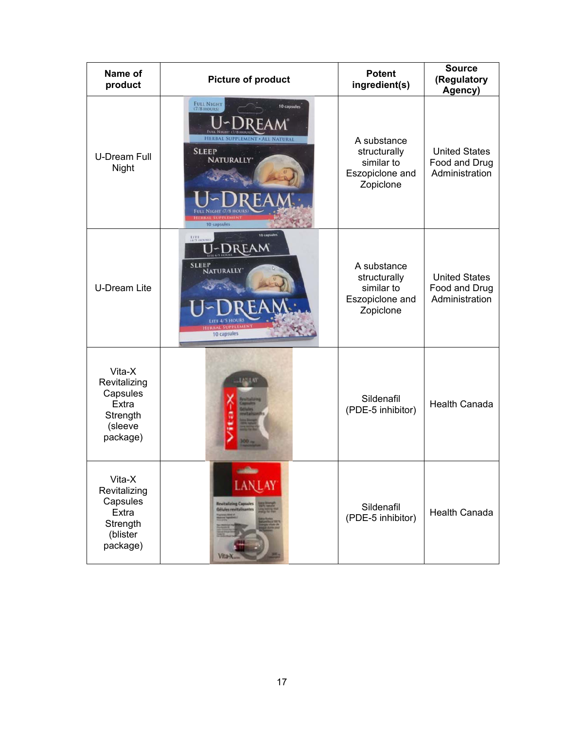| Name of product | Picture of product | Potent ingredient(s) | Source (Regulatory Agency) |
|---|---|---|---|
| U-Dream Full Night | | A substance structurally similar to Eszopiclone and Zopiclone | United States Food and Drug Administration |
| U-Dream Lite | | A substance structurally similar to Eszopiclone and Zopiclone | United States Food and Drug Administration |
| Vita-X Revitalizing Capsules Extra Strength (sleeve package) | | Sildenafil (PDE-5 inhibitor) | Health Canada |
| Vita-X Revitalizing Capsules Extra Strength (blister package) | | Sildenafil (PDE-5 inhibitor) | Health Canada |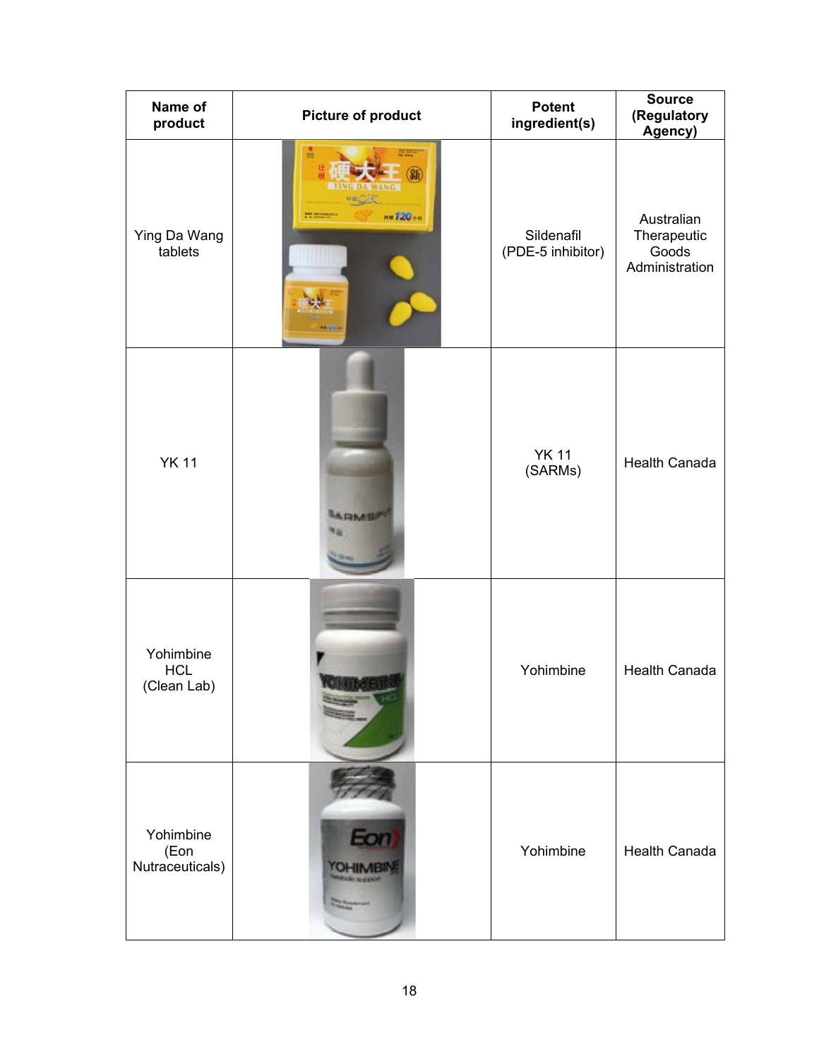| Name of product | Picture of product | Potent ingredient(s) | Source (Regulatory Agency) |
| --- | --- | --- | --- |
| Ying Da Wang tablets | | Sildenafil (PDE-5 inhibitor) | Australian Therapeutic Goods Administration |
| YK 11 | | YK 11 (SARMs) | Health Canada |
| Yohimbine HCL (Clean Lab) | | Yohimbine | Health Canada |
| Yohimbine (Eon Nutraceuticals) | | Yohimbine | Health Canada |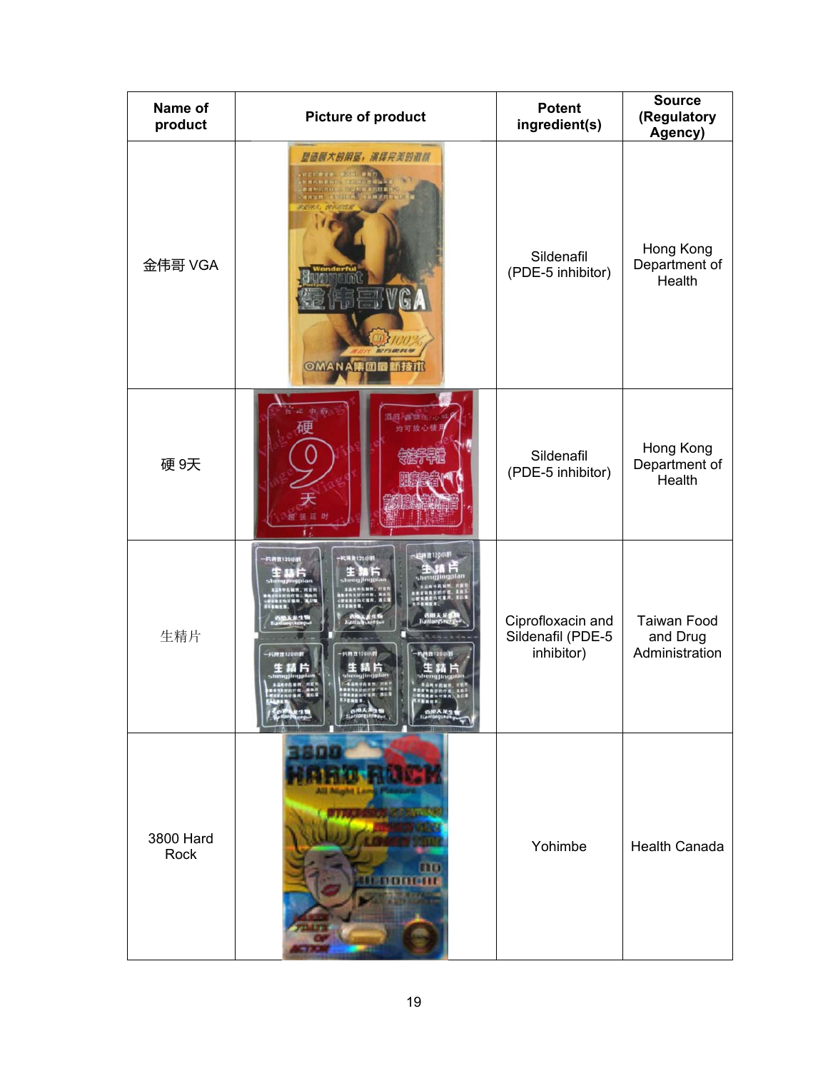| Name of product | Picture of product | Potent ingredient(s) | Source (Regulatory Agency) |
|---|---|---|---|
| 金伟哥 VGA | | Sildenafil (PDE-5 inhibitor) | Hong Kong Department of Health |
| 硬 9天 | | Sildenafil (PDE-5 inhibitor) | Hong Kong Department of Health |
| 生精片 | | Ciprofloxacin and Sildenafil (PDE-5 inhibitor) | Taiwan Food and Drug Administration |
| 3800 Hard Rock | | Yohimbe | Health Canada |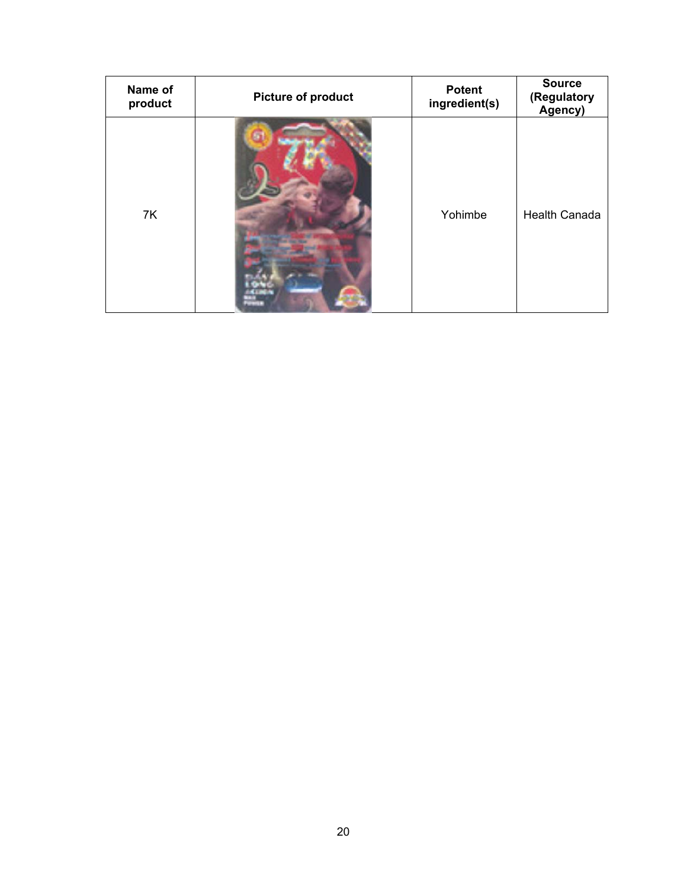| Name of product | Picture of product | Potent ingredient(s) | Source (Regulatory Agency) |
|---|---|---|---|
| 7K | | Yohimbe | Health Canada |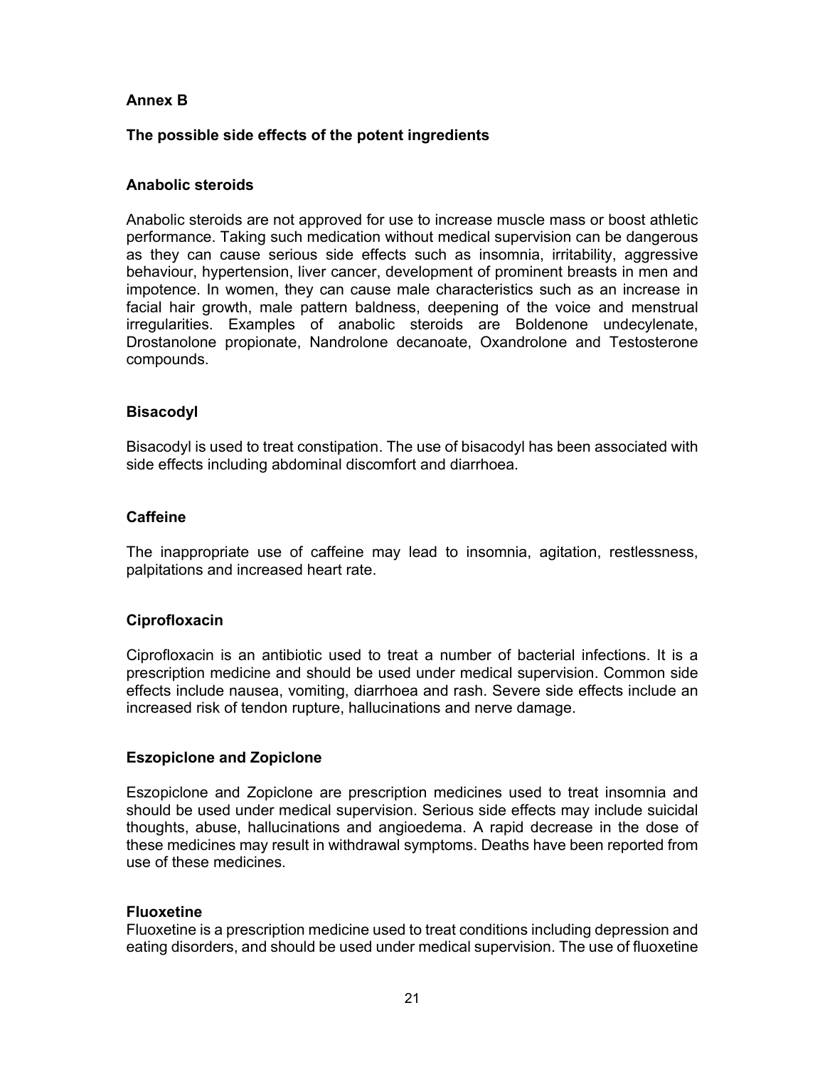## Annex B

### The possible side effects of the potent ingredients

#### Anabolic steroids

Anabolic steroids are not approved for use to increase muscle mass or boost athletic performance. Taking such medication without medical supervision can be dangerous as they can cause serious side effects such as insomnia, irritability, aggressive behaviour, hypertension, liver cancer, development of prominent breasts in men and impotence. In women, they can cause male characteristics such as an increase in facial hair growth, male pattern baldness, deepening of the voice and menstrual irregularities. Examples of anabolic steroids are Boldenone undecylenate, Drostanolone propionate, Nandrolone decanoate, Oxandrolone and Testosterone compounds.

#### Bisacodyl

Bisacodyl is used to treat constipation. The use of bisacodyl has been associated with side effects including abdominal discomfort and diarrhoea.

#### Caffeine

The inappropriate use of caffeine may lead to insomnia, agitation, restlessness, palpitations and increased heart rate.

#### Ciprofloxacin

Ciprofloxacin is an antibiotic used to treat a number of bacterial infections. It is a prescription medicine and should be used under medical supervision. Common side effects include nausea, vomiting, diarrhoea and rash. Severe side effects include an increased risk of tendon rupture, hallucinations and nerve damage.

#### Eszopiclone and Zopiclone

Eszopiclone and Zopiclone are prescription medicines used to treat insomnia and should be used under medical supervision. Serious side effects may include suicidal thoughts, abuse, hallucinations and angioedema. A rapid decrease in the dose of these medicines may result in withdrawal symptoms. Deaths have been reported from use of these medicines.

#### Fluoxetine

Fluoxetine is a prescription medicine used to treat conditions including depression and eating disorders, and should be used under medical supervision. The use of fluoxetine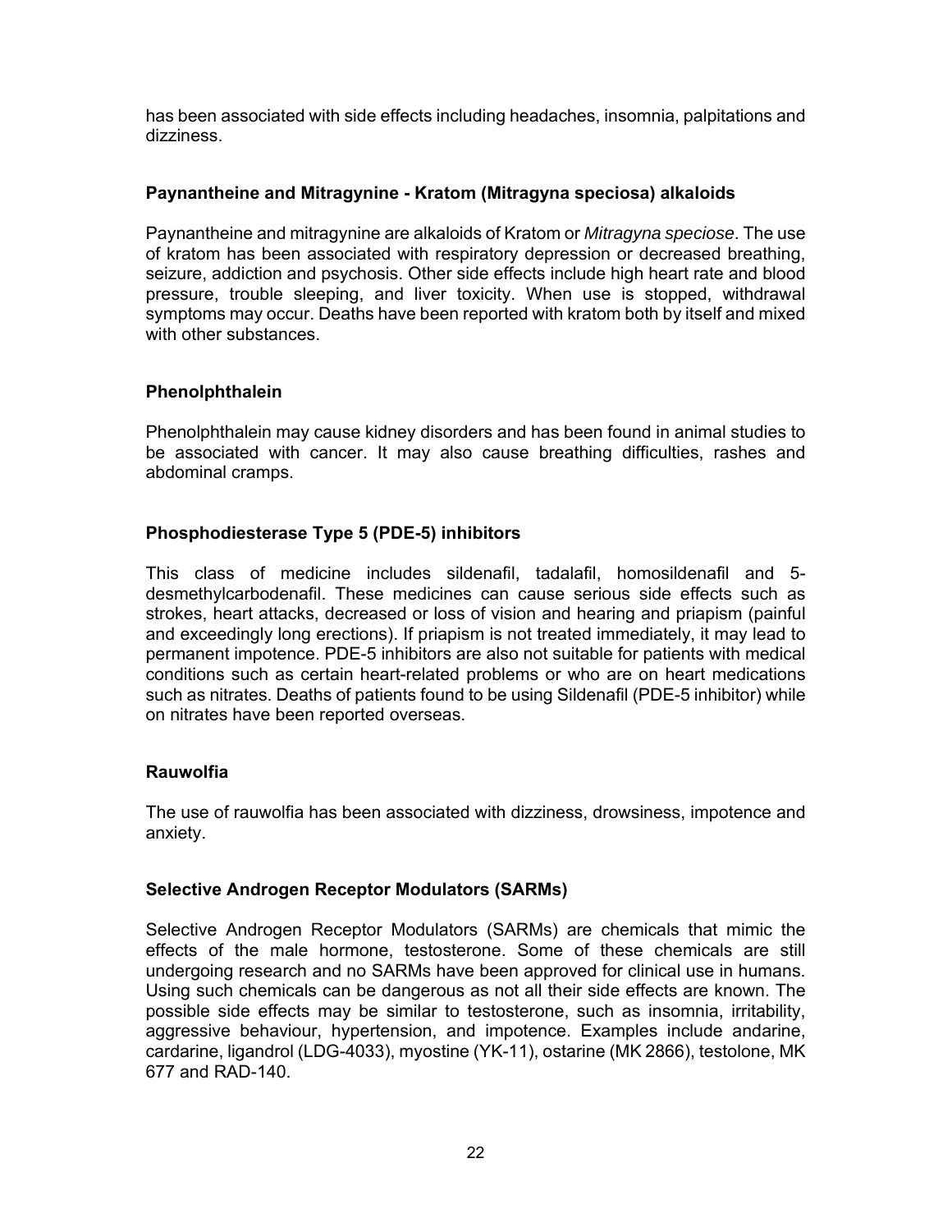has been associated with side effects including headaches, insomnia, palpitations and dizziness.

**Paynantheine and Mitragynine - Kratom (Mitragyna speciosa) alkaloids**

Paynantheine and mitragynine are alkaloids of Kratom or *Mitragyna speciose*. The use of kratom has been associated with respiratory depression or decreased breathing, seizure, addiction and psychosis. Other side effects include high heart rate and blood pressure, trouble sleeping, and liver toxicity. When use is stopped, withdrawal symptoms may occur. Deaths have been reported with kratom both by itself and mixed with other substances.

**Phenolphthalein**

Phenolphthalein may cause kidney disorders and has been found in animal studies to be associated with cancer. It may also cause breathing difficulties, rashes and abdominal cramps.

**Phosphodiesterase Type 5 (PDE-5) inhibitors**

This class of medicine includes sildenafil, tadalafil, homosildenafil and 5-desmethylcarbodenafil. These medicines can cause serious side effects such as strokes, heart attacks, decreased or loss of vision and hearing and priapism (painful and exceedingly long erections). If priapism is not treated immediately, it may lead to permanent impotence. PDE-5 inhibitors are also not suitable for patients with medical conditions such as certain heart-related problems or who are on heart medications such as nitrates. Deaths of patients found to be using Sildenafil (PDE-5 inhibitor) while on nitrates have been reported overseas.

**Rauwolfia**

The use of rauwolfia has been associated with dizziness, drowsiness, impotence and anxiety.

**Selective Androgen Receptor Modulators (SARMs)**

Selective Androgen Receptor Modulators (SARMs) are chemicals that mimic the effects of the male hormone, testosterone. Some of these chemicals are still undergoing research and no SARMs have been approved for clinical use in humans. Using such chemicals can be dangerous as not all their side effects are known. The possible side effects may be similar to testosterone, such as insomnia, irritability, aggressive behaviour, hypertension, and impotence. Examples include andarine, cardarine, ligandrol (LDG-4033), myostine (YK-11), ostarine (MK 2866), testolone, MK 677 and RAD-140.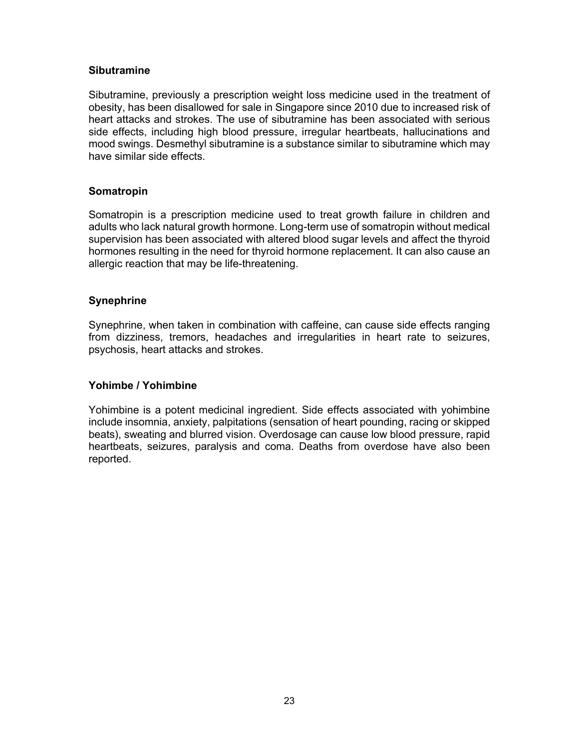### Sibutramine

Sibutramine, previously a prescription weight loss medicine used in the treatment of obesity, has been disallowed for sale in Singapore since 2010 due to increased risk of heart attacks and strokes. The use of sibutramine has been associated with serious side effects, including high blood pressure, irregular heartbeats, hallucinations and mood swings. Desmethyl sibutramine is a substance similar to sibutramine which may have similar side effects.

### Somatropin

Somatropin is a prescription medicine used to treat growth failure in children and adults who lack natural growth hormone. Long-term use of somatropin without medical supervision has been associated with altered blood sugar levels and affect the thyroid hormones resulting in the need for thyroid hormone replacement. It can also cause an allergic reaction that may be life-threatening.

### Synephrine

Synephrine, when taken in combination with caffeine, can cause side effects ranging from dizziness, tremors, headaches and irregularities in heart rate to seizures, psychosis, heart attacks and strokes.

### Yohimbe / Yohimbine

Yohimbine is a potent medicinal ingredient. Side effects associated with yohimbine include insomnia, anxiety, palpitations (sensation of heart pounding, racing or skipped beats), sweating and blurred vision. Overdosage can cause low blood pressure, rapid heartbeats, seizures, paralysis and coma. Deaths from overdose have also been reported.